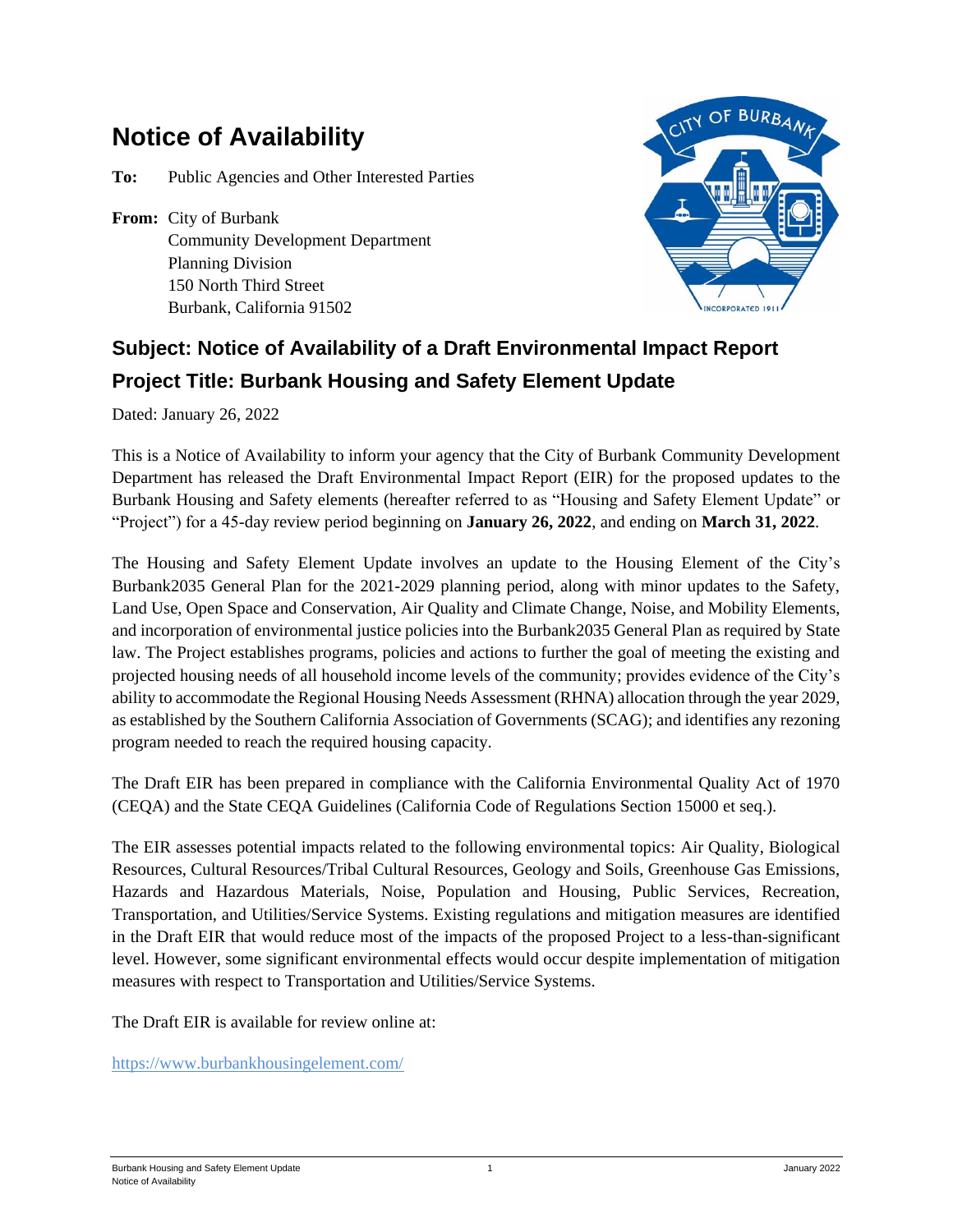# Notice of Availability

**To:** Public Agencies and Other Interested Parties

**From:** City of Burbank
Community Development Department
Planning Division
150 North Third Street
Burbank, California 91502

## Subject: Notice of Availability of a Draft Environmental Impact Report

## Project Title: Burbank Housing and Safety Element Update

Dated: January 26, 2022

This is a Notice of Availability to inform your agency that the City of Burbank Community Development Department has released the Draft Environmental Impact Report (EIR) for the proposed updates to the Burbank Housing and Safety elements (hereafter referred to as "Housing and Safety Element Update" or "Project") for a 45-day review period beginning on **January 26, 2022**, and ending on **March 31, 2022**.

The Housing and Safety Element Update involves an update to the Housing Element of the City's Burbank2035 General Plan for the 2021-2029 planning period, along with minor updates to the Safety, Land Use, Open Space and Conservation, Air Quality and Climate Change, Noise, and Mobility Elements, and incorporation of environmental justice policies into the Burbank2035 General Plan as required by State law. The Project establishes programs, policies and actions to further the goal of meeting the existing and projected housing needs of all household income levels of the community; provides evidence of the City's ability to accommodate the Regional Housing Needs Assessment (RHNA) allocation through the year 2029, as established by the Southern California Association of Governments (SCAG); and identifies any rezoning program needed to reach the required housing capacity.

The Draft EIR has been prepared in compliance with the California Environmental Quality Act of 1970 (CEQA) and the State CEQA Guidelines (California Code of Regulations Section 15000 et seq.).

The EIR assesses potential impacts related to the following environmental topics: Air Quality, Biological Resources, Cultural Resources/Tribal Cultural Resources, Geology and Soils, Greenhouse Gas Emissions, Hazards and Hazardous Materials, Noise, Population and Housing, Public Services, Recreation, Transportation, and Utilities/Service Systems. Existing regulations and mitigation measures are identified in the Draft EIR that would reduce most of the impacts of the proposed Project to a less-than-significant level. However, some significant environmental effects would occur despite implementation of mitigation measures with respect to Transportation and Utilities/Service Systems.

The Draft EIR is available for review online at:

https://www.burbankhousingelement.com/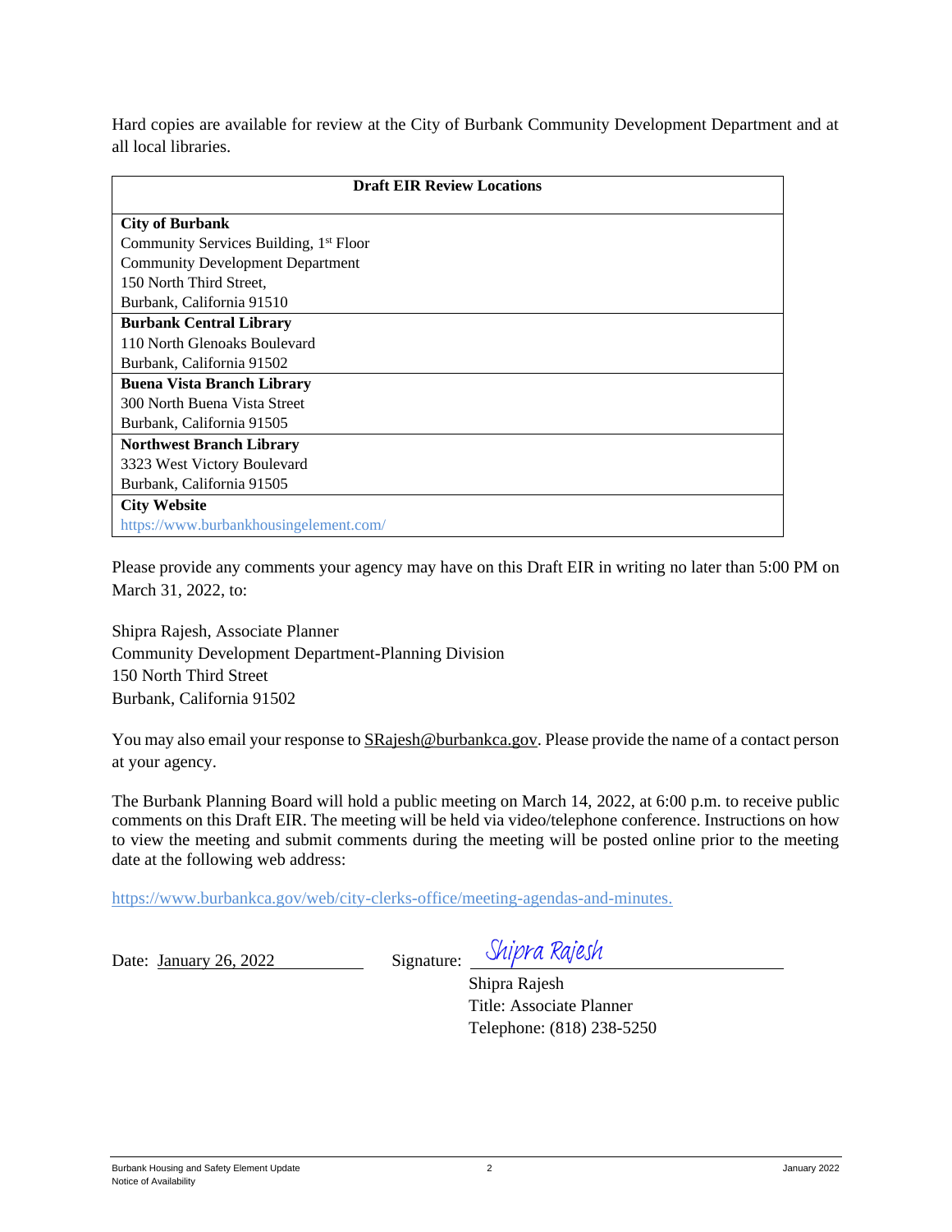Hard copies are available for review at the City of Burbank Community Development Department and at all local libraries.

| Draft EIR Review Locations |
|---|
| **City of Burbank**<br>Community Services Building, 1st Floor<br>Community Development Department<br>150 North Third Street,<br>Burbank, California 91510 |
| **Burbank Central Library**<br>110 North Glenoaks Boulevard<br>Burbank, California 91502 |
| **Buena Vista Branch Library**<br>300 North Buena Vista Street<br>Burbank, California 91505 |
| **Northwest Branch Library**<br>3323 West Victory Boulevard<br>Burbank, California 91505 |
| **City Website**<br>https://www.burbankhousingelement.com/ |

Please provide any comments your agency may have on this Draft EIR in writing no later than 5:00 PM on March 31, 2022, to:

Shipra Rajesh, Associate Planner
Community Development Department-Planning Division
150 North Third Street
Burbank, California 91502

You may also email your response to SRajesh@burbankca.gov. Please provide the name of a contact person at your agency.

The Burbank Planning Board will hold a public meeting on March 14, 2022, at 6:00 p.m. to receive public comments on this Draft EIR. The meeting will be held via video/telephone conference. Instructions on how to view the meeting and submit comments during the meeting will be posted online prior to the meeting date at the following web address:

https://www.burbankca.gov/web/city-clerks-office/meeting-agendas-and-minutes.

Date: January 26, 2022 Signature: *Shipra Rajesh*

Shipra Rajesh
Title: Associate Planner
Telephone: (818) 238-5250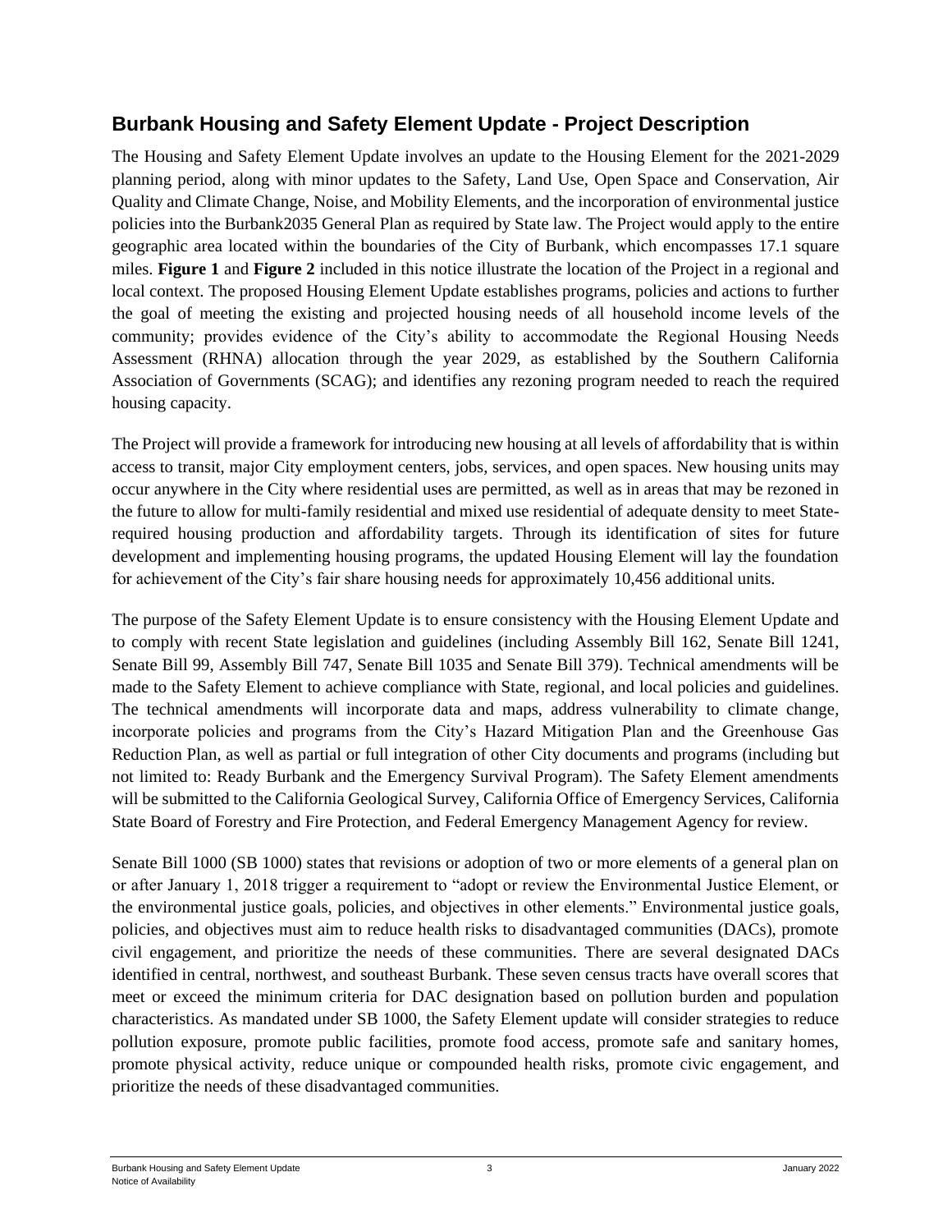## Burbank Housing and Safety Element Update - Project Description

The Housing and Safety Element Update involves an update to the Housing Element for the 2021-2029 planning period, along with minor updates to the Safety, Land Use, Open Space and Conservation, Air Quality and Climate Change, Noise, and Mobility Elements, and the incorporation of environmental justice policies into the Burbank2035 General Plan as required by State law. The Project would apply to the entire geographic area located within the boundaries of the City of Burbank, which encompasses 17.1 square miles. **Figure 1** and **Figure 2** included in this notice illustrate the location of the Project in a regional and local context. The proposed Housing Element Update establishes programs, policies and actions to further the goal of meeting the existing and projected housing needs of all household income levels of the community; provides evidence of the City's ability to accommodate the Regional Housing Needs Assessment (RHNA) allocation through the year 2029, as established by the Southern California Association of Governments (SCAG); and identifies any rezoning program needed to reach the required housing capacity.

The Project will provide a framework for introducing new housing at all levels of affordability that is within access to transit, major City employment centers, jobs, services, and open spaces. New housing units may occur anywhere in the City where residential uses are permitted, as well as in areas that may be rezoned in the future to allow for multi-family residential and mixed use residential of adequate density to meet State-required housing production and affordability targets. Through its identification of sites for future development and implementing housing programs, the updated Housing Element will lay the foundation for achievement of the City's fair share housing needs for approximately 10,456 additional units.

The purpose of the Safety Element Update is to ensure consistency with the Housing Element Update and to comply with recent State legislation and guidelines (including Assembly Bill 162, Senate Bill 1241, Senate Bill 99, Assembly Bill 747, Senate Bill 1035 and Senate Bill 379). Technical amendments will be made to the Safety Element to achieve compliance with State, regional, and local policies and guidelines. The technical amendments will incorporate data and maps, address vulnerability to climate change, incorporate policies and programs from the City's Hazard Mitigation Plan and the Greenhouse Gas Reduction Plan, as well as partial or full integration of other City documents and programs (including but not limited to: Ready Burbank and the Emergency Survival Program). The Safety Element amendments will be submitted to the California Geological Survey, California Office of Emergency Services, California State Board of Forestry and Fire Protection, and Federal Emergency Management Agency for review.

Senate Bill 1000 (SB 1000) states that revisions or adoption of two or more elements of a general plan on or after January 1, 2018 trigger a requirement to "adopt or review the Environmental Justice Element, or the environmental justice goals, policies, and objectives in other elements." Environmental justice goals, policies, and objectives must aim to reduce health risks to disadvantaged communities (DACs), promote civil engagement, and prioritize the needs of these communities. There are several designated DACs identified in central, northwest, and southeast Burbank. These seven census tracts have overall scores that meet or exceed the minimum criteria for DAC designation based on pollution burden and population characteristics. As mandated under SB 1000, the Safety Element update will consider strategies to reduce pollution exposure, promote public facilities, promote food access, promote safe and sanitary homes, promote physical activity, reduce unique or compounded health risks, promote civic engagement, and prioritize the needs of these disadvantaged communities.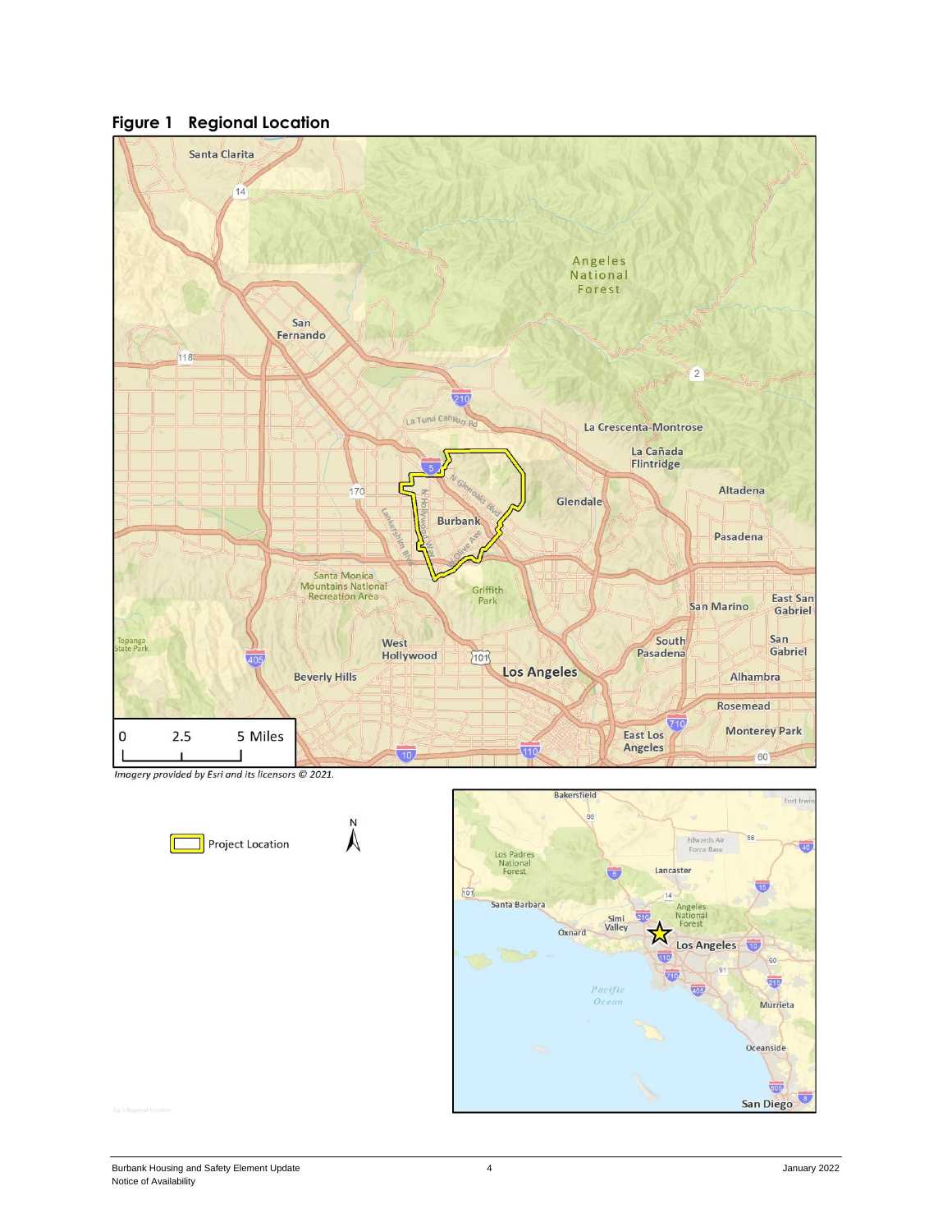## Figure 1 Regional Location

*Imagery provided by Esri and its licensors © 2021.*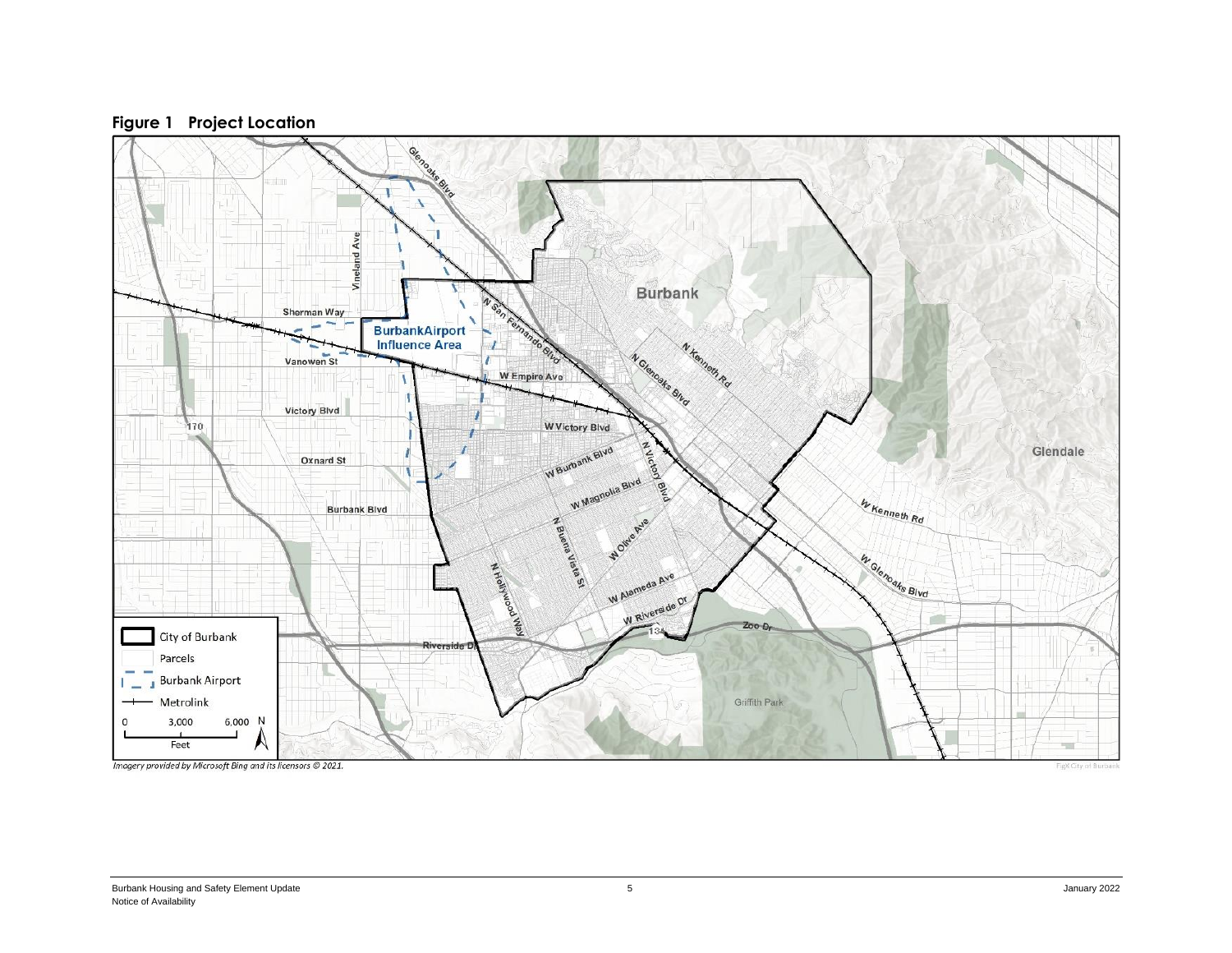## Figure 1 Project Location

Glenoaks Blvd
Vineland Ave
Burbank
Sherman Way
BurbankAirport
Influence Area
N San Fernando Blvd
N Kenneth Rd
Vanowen St
N Glenoaks Blvd
W Empire Ave
Victory Blvd
W Victory Blvd
170
Glendale
N Victory Blvd
W Burbank Blvd
Oxnard St
W Magnolia Blvd
W Kenneth Rd
Burbank Blvd
N Buena Vista St
W Olive Ave
N Hollywood Way
W Glenoaks Blvd
W Alameda Ave
W Riverside Dr
Zoo Dr
134
Riverside Dr
Griffith Park

City of Burbank
Parcels
Burbank Airport
Metrolink
0 3,000 6,000
Feet
N

*Imagery provided by Microsoft Bing and its licensors © 2021.*

Fig X City of Burbank